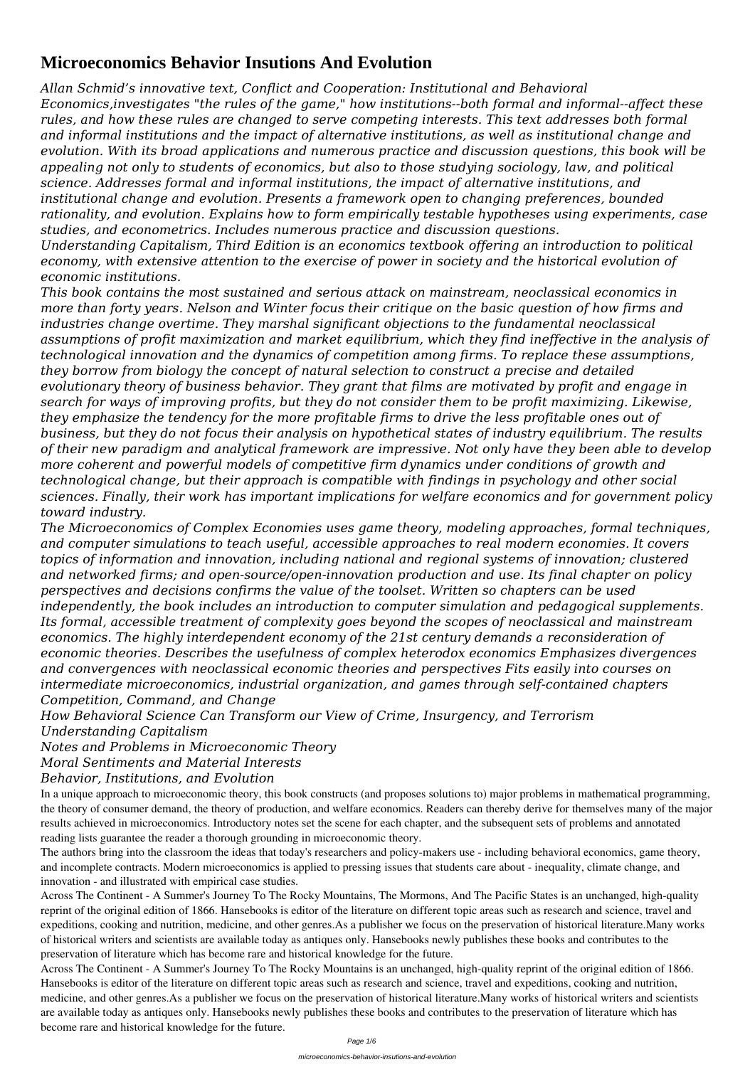# Microeconomics Behavior Insutions And Evolution

*Allan Schmid's innovative text, Conflict and Cooperation: Institutional and Behavioral Economics,investigates "the rules of the game," how institutions--both formal and informal--affect these rules, and how these rules are changed to serve competing interests. This text addresses both formal and informal institutions and the impact of alternative institutions, as well as institutional change and evolution. With its broad applications and numerous practice and discussion questions, this book will be appealing not only to students of economics, but also to those studying sociology, law, and political science. Addresses formal and informal institutions, the impact of alternative institutions, and institutional change and evolution. Presents a framework open to changing preferences, bounded rationality, and evolution. Explains how to form empirically testable hypotheses using experiments, case studies, and econometrics. Includes numerous practice and discussion questions.*

*Understanding Capitalism, Third Edition is an economics textbook offering an introduction to political economy, with extensive attention to the exercise of power in society and the historical evolution of economic institutions.*

*This book contains the most sustained and serious attack on mainstream, neoclassical economics in more than forty years. Nelson and Winter focus their critique on the basic question of how firms and industries change overtime. They marshal significant objections to the fundamental neoclassical assumptions of profit maximization and market equilibrium, which they find ineffective in the analysis of technological innovation and the dynamics of competition among firms. To replace these assumptions, they borrow from biology the concept of natural selection to construct a precise and detailed evolutionary theory of business behavior. They grant that films are motivated by profit and engage in search for ways of improving profits, but they do not consider them to be profit maximizing. Likewise, they emphasize the tendency for the more profitable firms to drive the less profitable ones out of business, but they do not focus their analysis on hypothetical states of industry equilibrium. The results of their new paradigm and analytical framework are impressive. Not only have they been able to develop more coherent and powerful models of competitive firm dynamics under conditions of growth and technological change, but their approach is compatible with findings in psychology and other social sciences. Finally, their work has important implications for welfare economics and for government policy toward industry.*

*The Microeconomics of Complex Economies uses game theory, modeling approaches, formal techniques, and computer simulations to teach useful, accessible approaches to real modern economies. It covers topics of information and innovation, including national and regional systems of innovation; clustered and networked firms; and open-source/open-innovation production and use. Its final chapter on policy perspectives and decisions confirms the value of the toolset. Written so chapters can be used independently, the book includes an introduction to computer simulation and pedagogical supplements. Its formal, accessible treatment of complexity goes beyond the scopes of neoclassical and mainstream economics. The highly interdependent economy of the 21st century demands a reconsideration of economic theories. Describes the usefulness of complex heterodox economics Emphasizes divergences and convergences with neoclassical economic theories and perspectives Fits easily into courses on intermediate microeconomics, industrial organization, and games through self-contained chapters*

*Competition, Command, and Change*

*How Behavioral Science Can Transform our View of Crime, Insurgency, and Terrorism*

*Understanding Capitalism*

*Notes and Problems in Microeconomic Theory*

*Moral Sentiments and Material Interests*

*Behavior, Institutions, and Evolution*

In a unique approach to microeconomic theory, this book constructs (and proposes solutions to) major problems in mathematical programming, the theory of consumer demand, the theory of production, and welfare economics. Readers can thereby derive for themselves many of the major results achieved in microeconomics. Introductory notes set the scene for each chapter, and the subsequent sets of problems and annotated reading lists guarantee the reader a thorough grounding in microeconomic theory.

The authors bring into the classroom the ideas that today's researchers and policy-makers use - including behavioral economics, game theory, and incomplete contracts. Modern microeconomics is applied to pressing issues that students care about - inequality, climate change, and innovation - and illustrated with empirical case studies.

Across The Continent - A Summer's Journey To The Rocky Mountains, The Mormons, And The Pacific States is an unchanged, high-quality reprint of the original edition of 1866. Hansebooks is editor of the literature on different topic areas such as research and science, travel and expeditions, cooking and nutrition, medicine, and other genres.As a publisher we focus on the preservation of historical literature.Many works of historical writers and scientists are available today as antiques only. Hansebooks newly publishes these books and contributes to the preservation of literature which has become rare and historical knowledge for the future.

Across The Continent - A Summer's Journey To The Rocky Mountains is an unchanged, high-quality reprint of the original edition of 1866. Hansebooks is editor of the literature on different topic areas such as research and science, travel and expeditions, cooking and nutrition, medicine, and other genres.As a publisher we focus on the preservation of historical literature.Many works of historical writers and scientists are available today as antiques only. Hansebooks newly publishes these books and contributes to the preservation of literature which has become rare and historical knowledge for the future.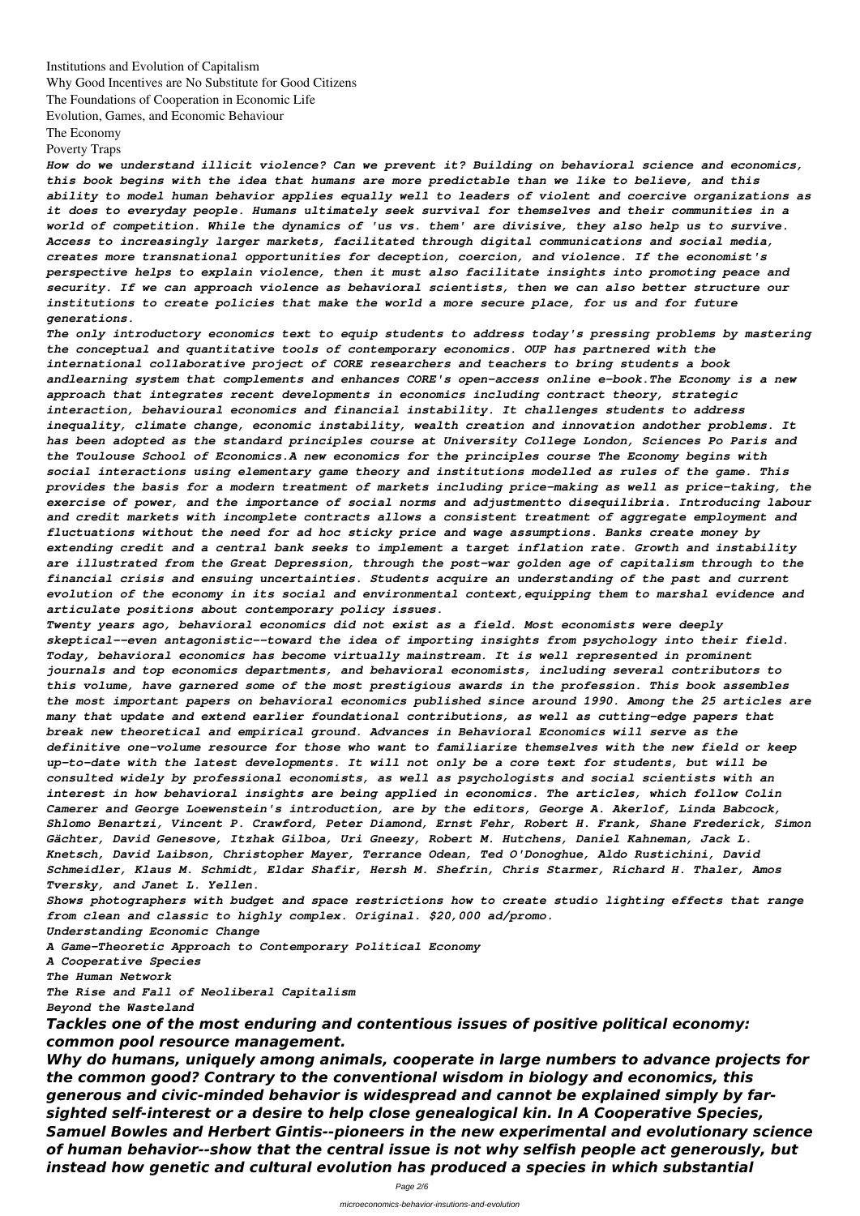Institutions and Evolution of Capitalism
Why Good Incentives are No Substitute for Good Citizens
The Foundations of Cooperation in Economic Life
Evolution, Games, and Economic Behaviour
The Economy
Poverty Traps

***How do we understand illicit violence? Can we prevent it? Building on behavioral science and economics, this book begins with the idea that humans are more predictable than we like to believe, and this ability to model human behavior applies equally well to leaders of violent and coercive organizations as it does to everyday people. Humans ultimately seek survival for themselves and their communities in a world of competition. While the dynamics of 'us vs. them' are divisive, they also help us to survive. Access to increasingly larger markets, facilitated through digital communications and social media, creates more transnational opportunities for deception, coercion, and violence. If the economist's perspective helps to explain violence, then it must also facilitate insights into promoting peace and security. If we can approach violence as behavioral scientists, then we can also better structure our institutions to create policies that make the world a more secure place, for us and for future generations.***

***The only introductory economics text to equip students to address today's pressing problems by mastering the conceptual and quantitative tools of contemporary economics. OUP has partnered with the international collaborative project of CORE researchers and teachers to bring students a book andlearning system that complements and enhances CORE's open-access online e-book.The Economy is a new approach that integrates recent developments in economics including contract theory, strategic interaction, behavioural economics and financial instability. It challenges students to address inequality, climate change, economic instability, wealth creation and innovation andother problems. It has been adopted as the standard principles course at University College London, Sciences Po Paris and the Toulouse School of Economics.A new economics for the principles course The Economy begins with social interactions using elementary game theory and institutions modelled as rules of the game. This provides the basis for a modern treatment of markets including price-making as well as price-taking, the exercise of power, and the importance of social norms and adjustmentto disequilibria. Introducing labour and credit markets with incomplete contracts allows a consistent treatment of aggregate employment and fluctuations without the need for ad hoc sticky price and wage assumptions. Banks create money by extending credit and a central bank seeks to implement a target inflation rate. Growth and instability are illustrated from the Great Depression, through the post-war golden age of capitalism through to the financial crisis and ensuing uncertainties. Students acquire an understanding of the past and current evolution of the economy in its social and environmental context,equipping them to marshal evidence and articulate positions about contemporary policy issues.***

***Twenty years ago, behavioral economics did not exist as a field. Most economists were deeply skeptical--even antagonistic--toward the idea of importing insights from psychology into their field. Today, behavioral economics has become virtually mainstream. It is well represented in prominent journals and top economics departments, and behavioral economists, including several contributors to this volume, have garnered some of the most prestigious awards in the profession. This book assembles the most important papers on behavioral economics published since around 1990. Among the 25 articles are many that update and extend earlier foundational contributions, as well as cutting-edge papers that break new theoretical and empirical ground. Advances in Behavioral Economics will serve as the definitive one-volume resource for those who want to familiarize themselves with the new field or keep up-to-date with the latest developments. It will not only be a core text for students, but will be consulted widely by professional economists, as well as psychologists and social scientists with an interest in how behavioral insights are being applied in economics. The articles, which follow Colin Camerer and George Loewenstein's introduction, are by the editors, George A. Akerlof, Linda Babcock, Shlomo Benartzi, Vincent P. Crawford, Peter Diamond, Ernst Fehr, Robert H. Frank, Shane Frederick, Simon Gächter, David Genesove, Itzhak Gilboa, Uri Gneezy, Robert M. Hutchens, Daniel Kahneman, Jack L. Knetsch, David Laibson, Christopher Mayer, Terrance Odean, Ted O'Donoghue, Aldo Rustichini, David Schmeidler, Klaus M. Schmidt, Eldar Shafir, Hersh M. Shefrin, Chris Starmer, Richard H. Thaler, Amos Tversky, and Janet L. Yellen.***

***Shows photographers with budget and space restrictions how to create studio lighting effects that range from clean and classic to highly complex. Original. $20,000 ad/promo.***

*Understanding Economic Change*
*A Game-Theoretic Approach to Contemporary Political Economy*
*A Cooperative Species*
*The Human Network*
*The Rise and Fall of Neoliberal Capitalism*
*Beyond the Wasteland*

***Tackles one of the most enduring and contentious issues of positive political economy: common pool resource management.***

***Why do humans, uniquely among animals, cooperate in large numbers to advance projects for the common good? Contrary to the conventional wisdom in biology and economics, this generous and civic-minded behavior is widespread and cannot be explained simply by far-sighted self-interest or a desire to help close genealogical kin. In A Cooperative Species, Samuel Bowles and Herbert Gintis--pioneers in the new experimental and evolutionary science of human behavior--show that the central issue is not why selfish people act generously, but instead how genetic and cultural evolution has produced a species in which substantial***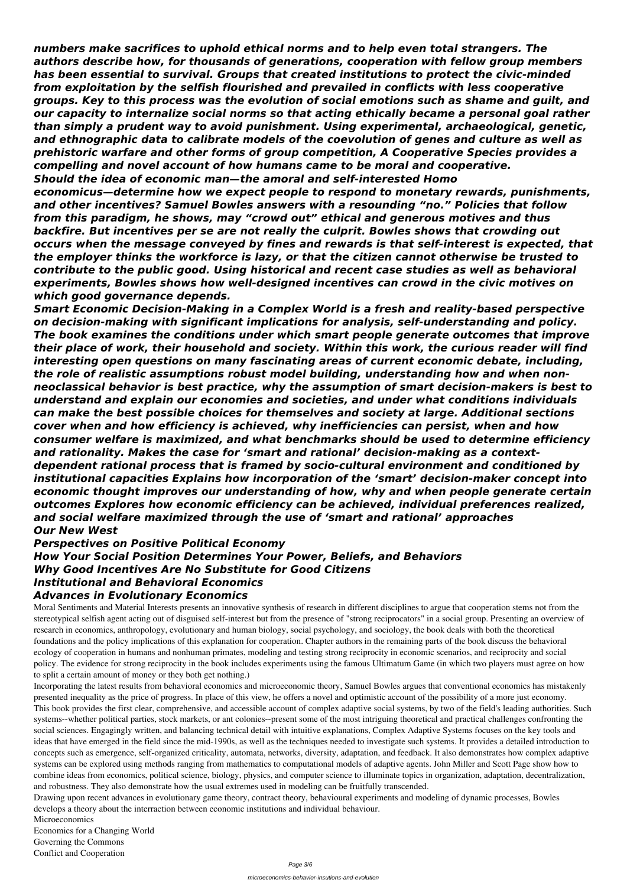*numbers make sacrifices to uphold ethical norms and to help even total strangers. The authors describe how, for thousands of generations, cooperation with fellow group members has been essential to survival. Groups that created institutions to protect the civic-minded from exploitation by the selfish flourished and prevailed in conflicts with less cooperative groups. Key to this process was the evolution of social emotions such as shame and guilt, and our capacity to internalize social norms so that acting ethically became a personal goal rather than simply a prudent way to avoid punishment. Using experimental, archaeological, genetic, and ethnographic data to calibrate models of the coevolution of genes and culture as well as prehistoric warfare and other forms of group competition, A Cooperative Species provides a compelling and novel account of how humans came to be moral and cooperative.*

*Should the idea of economic man—the amoral and self-interested Homo economicus—determine how we expect people to respond to monetary rewards, punishments, and other incentives? Samuel Bowles answers with a resounding "no." Policies that follow from this paradigm, he shows, may "crowd out" ethical and generous motives and thus backfire. But incentives per se are not really the culprit. Bowles shows that crowding out occurs when the message conveyed by fines and rewards is that self-interest is expected, that the employer thinks the workforce is lazy, or that the citizen cannot otherwise be trusted to contribute to the public good. Using historical and recent case studies as well as behavioral experiments, Bowles shows how well-designed incentives can crowd in the civic motives on which good governance depends.*

*Smart Economic Decision-Making in a Complex World is a fresh and reality-based perspective on decision-making with significant implications for analysis, self-understanding and policy. The book examines the conditions under which smart people generate outcomes that improve their place of work, their household and society. Within this work, the curious reader will find interesting open questions on many fascinating areas of current economic debate, including, the role of realistic assumptions robust model building, understanding how and when non-neoclassical behavior is best practice, why the assumption of smart decision-makers is best to understand and explain our economies and societies, and under what conditions individuals can make the best possible choices for themselves and society at large. Additional sections cover when and how efficiency is achieved, why inefficiencies can persist, when and how consumer welfare is maximized, and what benchmarks should be used to determine efficiency and rationality. Makes the case for 'smart and rational' decision-making as a context-dependent rational process that is framed by socio-cultural environment and conditioned by institutional capacities Explains how incorporation of the 'smart' decision-maker concept into economic thought improves our understanding of how, why and when people generate certain outcomes Explores how economic efficiency can be achieved, individual preferences realized, and social welfare maximized through the use of 'smart and rational' approaches*

***Our New West***

***Perspectives on Positive Political Economy***

***How Your Social Position Determines Your Power, Beliefs, and Behaviors***

***Why Good Incentives Are No Substitute for Good Citizens***

***Institutional and Behavioral Economics***

***Advances in Evolutionary Economics***

Moral Sentiments and Material Interests presents an innovative synthesis of research in different disciplines to argue that cooperation stems not from the stereotypical selfish agent acting out of disguised self-interest but from the presence of "strong reciprocators" in a social group. Presenting an overview of research in economics, anthropology, evolutionary and human biology, social psychology, and sociology, the book deals with both the theoretical foundations and the policy implications of this explanation for cooperation. Chapter authors in the remaining parts of the book discuss the behavioral ecology of cooperation in humans and nonhuman primates, modeling and testing strong reciprocity in economic scenarios, and reciprocity and social policy. The evidence for strong reciprocity in the book includes experiments using the famous Ultimatum Game (in which two players must agree on how to split a certain amount of money or they both get nothing.)

Incorporating the latest results from behavioral economics and microeconomic theory, Samuel Bowles argues that conventional economics has mistakenly presented inequality as the price of progress. In place of this view, he offers a novel and optimistic account of the possibility of a more just economy.

This book provides the first clear, comprehensive, and accessible account of complex adaptive social systems, by two of the field's leading authorities. Such systems--whether political parties, stock markets, or ant colonies--present some of the most intriguing theoretical and practical challenges confronting the social sciences. Engagingly written, and balancing technical detail with intuitive explanations, Complex Adaptive Systems focuses on the key tools and ideas that have emerged in the field since the mid-1990s, as well as the techniques needed to investigate such systems. It provides a detailed introduction to concepts such as emergence, self-organized criticality, automata, networks, diversity, adaptation, and feedback. It also demonstrates how complex adaptive systems can be explored using methods ranging from mathematics to computational models of adaptive agents. John Miller and Scott Page show how to combine ideas from economics, political science, biology, physics, and computer science to illuminate topics in organization, adaptation, decentralization, and robustness. They also demonstrate how the usual extremes used in modeling can be fruitfully transcended.

Drawing upon recent advances in evolutionary game theory, contract theory, behavioural experiments and modeling of dynamic processes, Bowles develops a theory about the interraction between economic institutions and individual behaviour.

Microeconomics

Economics for a Changing World

Governing the Commons

Conflict and Cooperation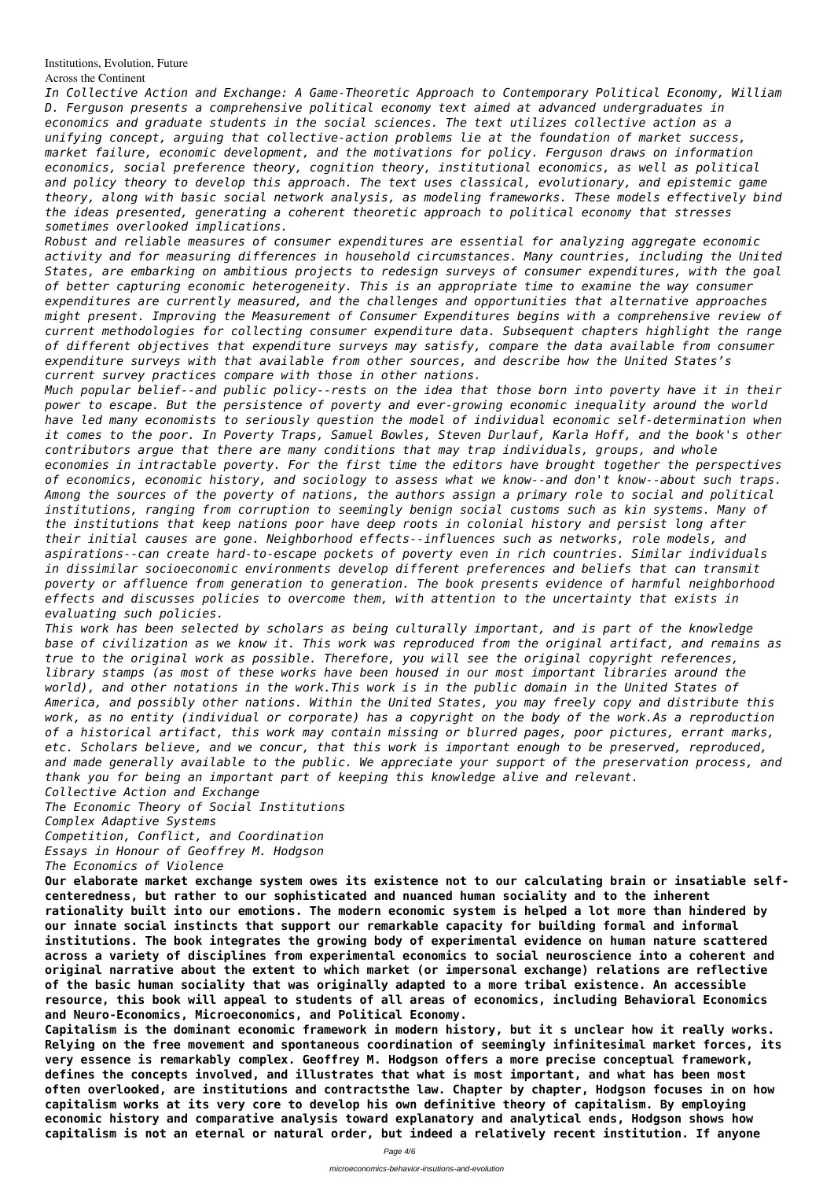Institutions, Evolution, Future
Across the Continent

*In Collective Action and Exchange: A Game-Theoretic Approach to Contemporary Political Economy, William D. Ferguson presents a comprehensive political economy text aimed at advanced undergraduates in economics and graduate students in the social sciences. The text utilizes collective action as a unifying concept, arguing that collective-action problems lie at the foundation of market success, market failure, economic development, and the motivations for policy. Ferguson draws on information economics, social preference theory, cognition theory, institutional economics, as well as political and policy theory to develop this approach. The text uses classical, evolutionary, and epistemic game theory, along with basic social network analysis, as modeling frameworks. These models effectively bind the ideas presented, generating a coherent theoretic approach to political economy that stresses sometimes overlooked implications.*

*Robust and reliable measures of consumer expenditures are essential for analyzing aggregate economic activity and for measuring differences in household circumstances. Many countries, including the United States, are embarking on ambitious projects to redesign surveys of consumer expenditures, with the goal of better capturing economic heterogeneity. This is an appropriate time to examine the way consumer expenditures are currently measured, and the challenges and opportunities that alternative approaches might present. Improving the Measurement of Consumer Expenditures begins with a comprehensive review of current methodologies for collecting consumer expenditure data. Subsequent chapters highlight the range of different objectives that expenditure surveys may satisfy, compare the data available from consumer expenditure surveys with that available from other sources, and describe how the United States's current survey practices compare with those in other nations.*

*Much popular belief--and public policy--rests on the idea that those born into poverty have it in their power to escape. But the persistence of poverty and ever-growing economic inequality around the world have led many economists to seriously question the model of individual economic self-determination when it comes to the poor. In Poverty Traps, Samuel Bowles, Steven Durlauf, Karla Hoff, and the book's other contributors argue that there are many conditions that may trap individuals, groups, and whole economies in intractable poverty. For the first time the editors have brought together the perspectives of economics, economic history, and sociology to assess what we know--and don't know--about such traps. Among the sources of the poverty of nations, the authors assign a primary role to social and political institutions, ranging from corruption to seemingly benign social customs such as kin systems. Many of the institutions that keep nations poor have deep roots in colonial history and persist long after their initial causes are gone. Neighborhood effects--influences such as networks, role models, and aspirations--can create hard-to-escape pockets of poverty even in rich countries. Similar individuals in dissimilar socioeconomic environments develop different preferences and beliefs that can transmit poverty or affluence from generation to generation. The book presents evidence of harmful neighborhood effects and discusses policies to overcome them, with attention to the uncertainty that exists in evaluating such policies.*

*This work has been selected by scholars as being culturally important, and is part of the knowledge base of civilization as we know it. This work was reproduced from the original artifact, and remains as true to the original work as possible. Therefore, you will see the original copyright references, library stamps (as most of these works have been housed in our most important libraries around the world), and other notations in the work.This work is in the public domain in the United States of America, and possibly other nations. Within the United States, you may freely copy and distribute this work, as no entity (individual or corporate) has a copyright on the body of the work.As a reproduction of a historical artifact, this work may contain missing or blurred pages, poor pictures, errant marks, etc. Scholars believe, and we concur, that this work is important enough to be preserved, reproduced, and made generally available to the public. We appreciate your support of the preservation process, and thank you for being an important part of keeping this knowledge alive and relevant.*

*Collective Action and Exchange*
*The Economic Theory of Social Institutions*
*Complex Adaptive Systems*
*Competition, Conflict, and Coordination*
*Essays in Honour of Geoffrey M. Hodgson*
*The Economics of Violence*

**Our elaborate market exchange system owes its existence not to our calculating brain or insatiable self-centeredness, but rather to our sophisticated and nuanced human sociality and to the inherent rationality built into our emotions. The modern economic system is helped a lot more than hindered by our innate social instincts that support our remarkable capacity for building formal and informal institutions. The book integrates the growing body of experimental evidence on human nature scattered across a variety of disciplines from experimental economics to social neuroscience into a coherent and original narrative about the extent to which market (or impersonal exchange) relations are reflective of the basic human sociality that was originally adapted to a more tribal existence. An accessible resource, this book will appeal to students of all areas of economics, including Behavioral Economics and Neuro-Economics, Microeconomics, and Political Economy.**

**Capitalism is the dominant economic framework in modern history, but it s unclear how it really works. Relying on the free movement and spontaneous coordination of seemingly infinitesimal market forces, its very essence is remarkably complex. Geoffrey M. Hodgson offers a more precise conceptual framework, defines the concepts involved, and illustrates that what is most important, and what has been most often overlooked, are institutions and contractsthe law. Chapter by chapter, Hodgson focuses in on how capitalism works at its very core to develop his own definitive theory of capitalism. By employing economic history and comparative analysis toward explanatory and analytical ends, Hodgson shows how capitalism is not an eternal or natural order, but indeed a relatively recent institution. If anyone**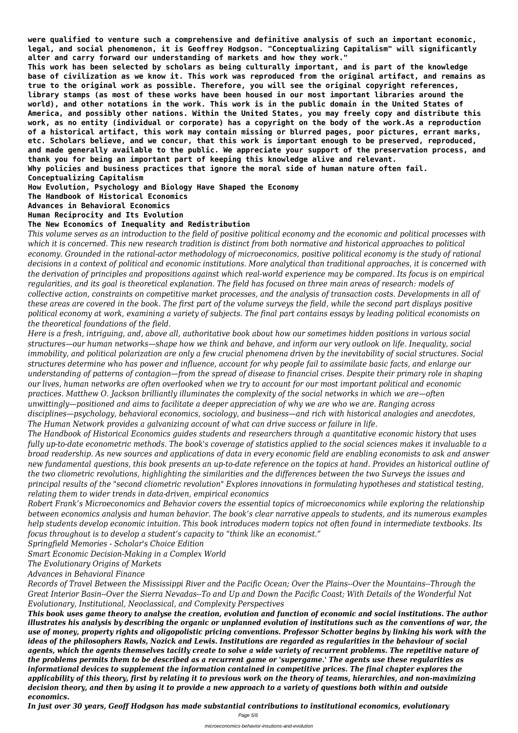**were qualified to venture such a comprehensive and definitive analysis of such an important economic, legal, and social phenomenon, it is Geoffrey Hodgson. "Conceptualizing Capitalism" will significantly alter and carry forward our understanding of markets and how they work."**

**This work has been selected by scholars as being culturally important, and is part of the knowledge base of civilization as we know it. This work was reproduced from the original artifact, and remains as true to the original work as possible. Therefore, you will see the original copyright references, library stamps (as most of these works have been housed in our most important libraries around the world), and other notations in the work. This work is in the public domain in the United States of America, and possibly other nations. Within the United States, you may freely copy and distribute this work, as no entity (individual or corporate) has a copyright on the body of the work.As a reproduction of a historical artifact, this work may contain missing or blurred pages, poor pictures, errant marks, etc. Scholars believe, and we concur, that this work is important enough to be preserved, reproduced, and made generally available to the public. We appreciate your support of the preservation process, and thank you for being an important part of keeping this knowledge alive and relevant.**

**Why policies and business practices that ignore the moral side of human nature often fail.**

**Conceptualizing Capitalism**

**How Evolution, Psychology and Biology Have Shaped the Economy**

**The Handbook of Historical Economics**

**Advances in Behavioral Economics**

**Human Reciprocity and Its Evolution**

**The New Economics of Inequality and Redistribution**

*This volume serves as an introduction to the field of positive political economy and the economic and political processes with which it is concerned. This new research tradition is distinct from both normative and historical approaches to political economy. Grounded in the rational-actor methodology of microeconomics, positive political economy is the study of rational decisions in a context of political and economic institutions. More analytical than traditional approaches, it is concerned with the derivation of principles and propositions against which real-world experience may be compared. Its focus is on empirical regularities, and its goal is theoretical explanation. The field has focused on three main areas of research: models of collective action, constraints on competitive market processes, and the analysis of transaction costs. Developments in all of these areas are covered in the book. The first part of the volume surveys the field, while the second part displays positive political economy at work, examining a variety of subjects. The final part contains essays by leading political economists on the theoretical foundations of the field.*

*Here is a fresh, intriguing, and, above all, authoritative book about how our sometimes hidden positions in various social structures—our human networks—shape how we think and behave, and inform our very outlook on life. Inequality, social immobility, and political polarization are only a few crucial phenomena driven by the inevitability of social structures. Social structures determine who has power and influence, account for why people fail to assimilate basic facts, and enlarge our understanding of patterns of contagion—from the spread of disease to financial crises. Despite their primary role in shaping our lives, human networks are often overlooked when we try to account for our most important political and economic practices. Matthew O. Jackson brilliantly illuminates the complexity of the social networks in which we are—often unwittingly—positioned and aims to facilitate a deeper appreciation of why we are who we are. Ranging across disciplines—psychology, behavioral economics, sociology, and business—and rich with historical analogies and anecdotes, The Human Network provides a galvanizing account of what can drive success or failure in life.*

*The Handbook of Historical Economics guides students and researchers through a quantitative economic history that uses fully up-to-date econometric methods. The book's coverage of statistics applied to the social sciences makes it invaluable to a broad readership. As new sources and applications of data in every economic field are enabling economists to ask and answer new fundamental questions, this book presents an up-to-date reference on the topics at hand. Provides an historical outline of the two cliometric revolutions, highlighting the similarities and the differences between the two Surveys the issues and principal results of the "second cliometric revolution" Explores innovations in formulating hypotheses and statistical testing, relating them to wider trends in data-driven, empirical economics*

*Robert Frank's Microeconomics and Behavior covers the essential topics of microeconomics while exploring the relationship between economics analysis and human behavior. The book's clear narrative appeals to students, and its numerous examples help students develop economic intuition. This book introduces modern topics not often found in intermediate textbooks. Its focus throughout is to develop a student's capacity to "think like an economist."*

*Springfield Memories - Scholar's Choice Edition*

*Smart Economic Decision-Making in a Complex World*

*The Evolutionary Origins of Markets*

*Advances in Behavioral Finance*

*Records of Travel Between the Mississippi River and the Pacific Ocean; Over the Plains--Over the Mountains--Through the Great Interior Basin--Over the Sierra Nevadas--To and Up and Down the Pacific Coast; With Details of the Wonderful Nat*

*Evolutionary, Institutional, Neoclassical, and Complexity Perspectives*

***This book uses game theory to analyse the creation, evolution and function of economic and social institutions. The author illustrates his analysis by describing the organic or unplanned evolution of institutions such as the conventions of war, the use of money, property rights and oligopolistic pricing conventions. Professor Schotter begins by linking his work with the ideas of the philosophers Rawls, Nozick and Lewis. Institutions are regarded as regularities in the behaviour of social agents, which the agents themselves tacitly create to solve a wide variety of recurrent problems. The repetitive nature of the problems permits them to be described as a recurrent game or 'supergame.' The agents use these regularities as informational devices to supplement the information contained in competitive prices. The final chapter explores the applicability of this theory, first by relating it to previous work on the theory of teams, hierarchies, and non-maximizing decision theory, and then by using it to provide a new approach to a variety of questions both within and outside economics.***

***In just over 30 years, Geoff Hodgson has made substantial contributions to institutional economics, evolutionary***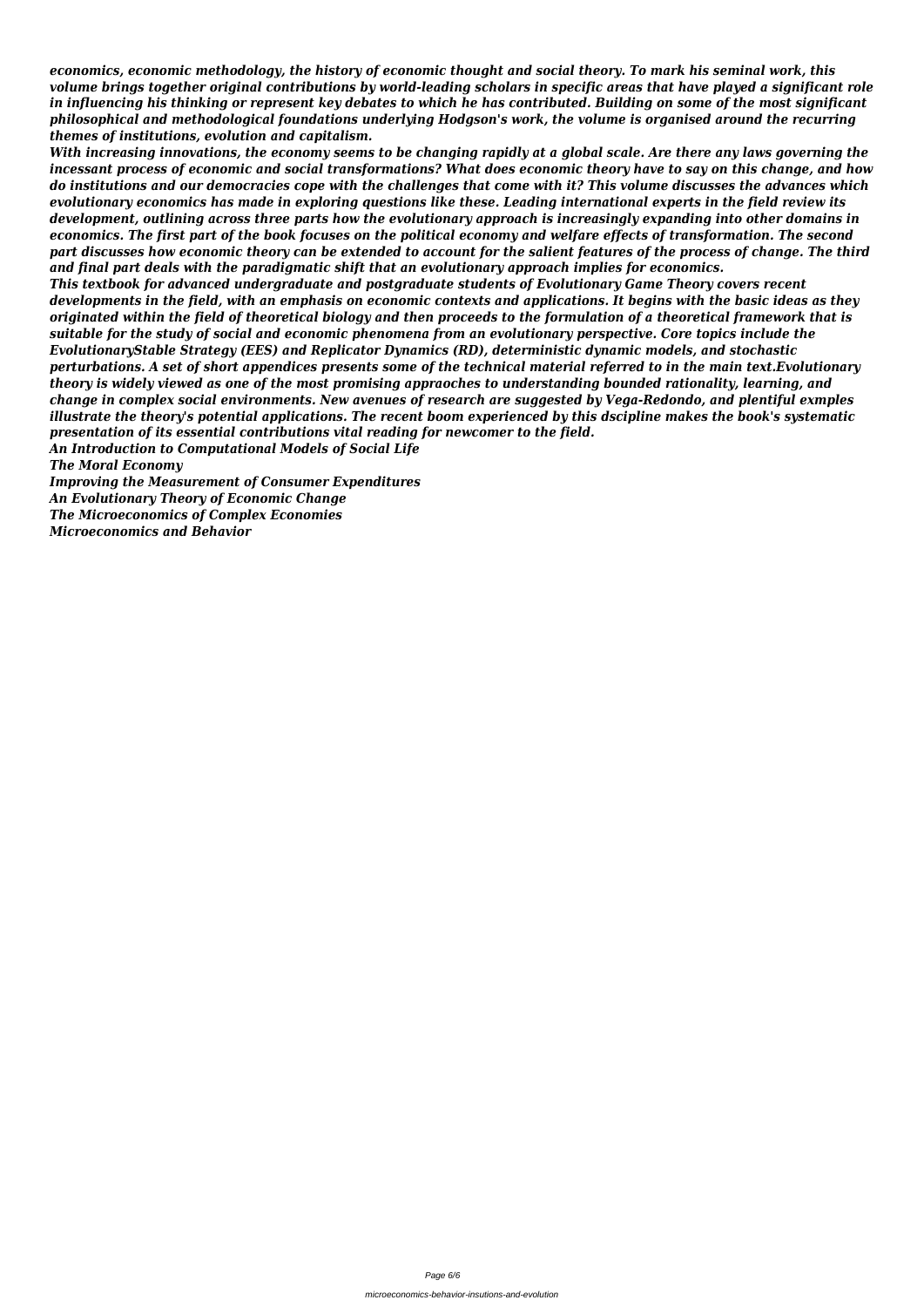*economics, economic methodology, the history of economic thought and social theory. To mark his seminal work, this volume brings together original contributions by world-leading scholars in specific areas that have played a significant role in influencing his thinking or represent key debates to which he has contributed. Building on some of the most significant philosophical and methodological foundations underlying Hodgson's work, the volume is organised around the recurring themes of institutions, evolution and capitalism.*

*With increasing innovations, the economy seems to be changing rapidly at a global scale. Are there any laws governing the incessant process of economic and social transformations? What does economic theory have to say on this change, and how do institutions and our democracies cope with the challenges that come with it? This volume discusses the advances which evolutionary economics has made in exploring questions like these. Leading international experts in the field review its development, outlining across three parts how the evolutionary approach is increasingly expanding into other domains in economics. The first part of the book focuses on the political economy and welfare effects of transformation. The second part discusses how economic theory can be extended to account for the salient features of the process of change. The third and final part deals with the paradigmatic shift that an evolutionary approach implies for economics.*

*This textbook for advanced undergraduate and postgraduate students of Evolutionary Game Theory covers recent developments in the field, with an emphasis on economic contexts and applications. It begins with the basic ideas as they originated within the field of theoretical biology and then proceeds to the formulation of a theoretical framework that is suitable for the study of social and economic phenomena from an evolutionary perspective. Core topics include the EvolutionaryStable Strategy (EES) and Replicator Dynamics (RD), deterministic dynamic models, and stochastic perturbations. A set of short appendices presents some of the technical material referred to in the main text.Evolutionary theory is widely viewed as one of the most promising appraoches to understanding bounded rationality, learning, and change in complex social environments. New avenues of research are suggested by Vega-Redondo, and plentiful exmples illustrate the theory's potential applications. The recent boom experienced by this dscipline makes the book's systematic presentation of its essential contributions vital reading for newcomer to the field.*

*An Introduction to Computational Models of Social Life*

*The Moral Economy*

*Improving the Measurement of Consumer Expenditures*

*An Evolutionary Theory of Economic Change*

*The Microeconomics of Complex Economies*

*Microeconomics and Behavior*